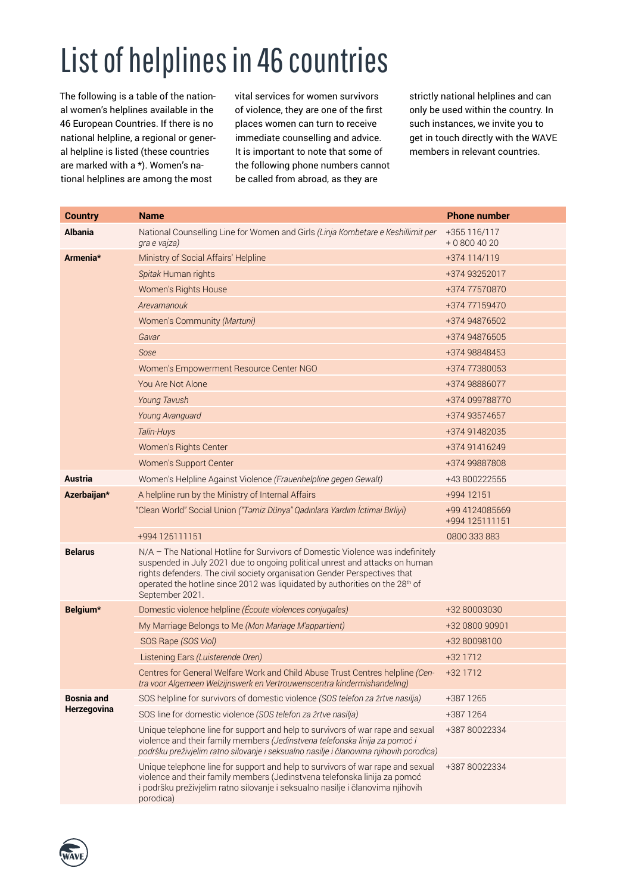# List of helplines in 46 countries

The following is a table of the national women's helplines available in the 46 European Countries. If there is no national helpline, a regional or general helpline is listed (these countries are marked with a *). Women's national helplines are among the most vital services for women survivors of violence, they are one of the first places women can turn to receive immediate counselling and advice. It is important to note that some of the following phone numbers cannot be called from abroad, as they are strictly national helplines and can only be used within the country. In such instances, we invite you to get in touch directly with the WAVE members in relevant countries.

| Country | Name | Phone number |
|---|---|---|
| **Albania** | National Counselling Line for Women and Girls *(Linja Kombetare e Keshillimit per gra e vajza)* | +355 116/117<br>+ 0 800 40 20 |
| **Armenia*** | Ministry of Social Affairs' Helpline | +374 114/119 |
| | *Spitak* Human rights | +374 93252017 |
| | Women's Rights House | +374 77570870 |
| | *Arevamanouk* | +374 77159470 |
| | Women's Community *(Martuni)* | +374 94876502 |
| | *Gavar* | +374 94876505 |
| | *Sose* | +374 98848453 |
| | Women's Empowerment Resource Center NGO | +374 77380053 |
| | You Are Not Alone | +374 98886077 |
| | *Young Tavush* | +374 099788770 |
| | *Young Avanguard* | +374 93574657 |
| | *Talin-Huys* | +374 91482035 |
| | Women's Rights Center | +374 91416249 |
| | Women's Support Center | +374 99887808 |
| **Austria** | Women's Helpline Against Violence *(Frauenhelpline gegen Gewalt)* | +43 800222555 |
| **Azerbaijan*** | A helpline run by the Ministry of Internal Affairs | +994 12151 |
| | "Clean World" Social Union *("Təmiz Dünya" Qadınlara Yardım İctimai Birliyi)* | +99 4124085669<br>+994 125111151 |
| | +994 125111151 | 0800 333 883 |
| **Belarus** | N/A – The National Hotline for Survivors of Domestic Violence was indefinitely suspended in July 2021 due to ongoing political unrest and attacks on human rights defenders. The civil society organisation Gender Perspectives that operated the hotline since 2012 was liquidated by authorities on the 28th of September 2021. | |
| **Belgium*** | Domestic violence helpline *(Écoute violences conjugales)* | +32 80003030 |
| | My Marriage Belongs to Me *(Mon Mariage M'appartient)* | +32 0800 90901 |
| | SOS Rape *(SOS Viol)* | +32 80098100 |
| | Listening Ears *(Luisterende Oren)* | +32 1712 |
| | Centres for General Welfare Work and Child Abuse Trust Centres helpline *(Centra voor Algemeen Welzijnswerk en Vertrouwenscentra kindermishandeling)* | +32 1712 |
| **Bosnia and Herzegovina** | SOS helpline for survivors of domestic violence *(SOS telefon za žrtve nasilja)* | +387 1265 |
| | SOS line for domestic violence *(SOS telefon za žrtve nasilja)* | +387 1264 |
| | Unique telephone line for support and help to survivors of war rape and sexual violence and their family members *(Jedinstvena telefonska linija za pomoć i podršku preživjelim ratno silovanje i seksualno nasilje i članovima njihovih porodica)* | +387 80022334 |
| | Unique telephone line for support and help to survivors of war rape and sexual violence and their family members (Jedinstvena telefonska linija za pomoć i podršku preživjelim ratno silovanje i seksualno nasilje i članovima njihovih porodica) | +387 80022334 |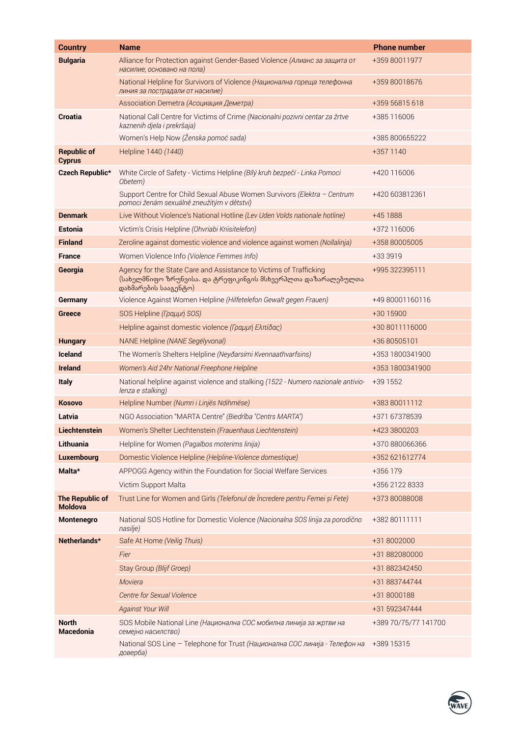| Country | Name | Phone number |
| --- | --- | --- |
| **Bulgaria** | Alliance for Protection against Gender-Based Violence *(Алианс за защита от насилие, основано на пола)* | +359 80011977 |
| | National Helpline for Survivors of Violence *(Национална гореща телефонна линия за пострадали от насилие)* | +359 80018676 |
| | Association Demetra *(Асоциация Деметра)* | +359 56815 618 |
| **Croatia** | National Call Centre for Victims of Crime *(Nacionalni pozivni centar za žrtve kaznenih djela i prekršaja)* | +385 116006 |
| | Women's Help Now *(Ženska pomoć sada)* | +385 800655222 |
| **Republic of Cyprus** | Helpline 1440 *(1440)* | +357 1140 |
| **Czech Republic*** | White Circle of Safety - Victims Helpline *(Bílý kruh bezpečí - Linka Pomoci Obetem)* | +420 116006 |
| | Support Centre for Child Sexual Abuse Women Survivors *(Elektra – Centrum pomoci ženám sexuálně zneužitým v dětství)* | +420 603812361 |
| **Denmark** | Live Without Violence's National Hotline *(Lev Uden Volds nationale hotline)* | +45 1888 |
| **Estonia** | Victim's Crisis Helpline *(Ohvriabi Kriisitelefon)* | +372 116006 |
| **Finland** | Zeroline against domestic violence and violence against women *(Nollalinja)* | +358 80005005 |
| **France** | Women Violence Info *(Violence Femmes Info)* | +33 3919 |
| **Georgia** | Agency for the State Care and Assistance to Victims of Trafficking (სახელმწიფო ზრუნვისა. და ტრეფიკინგის მსხვერპლთა დაზარალებულთა დახმარების სააგენტო) | +995 322395111 |
| **Germany** | Violence Against Women Helpline *(Hilfetelefon Gewalt gegen Frauen)* | +49 80001160116 |
| **Greece** | SOS Helpline *(Γραμμή SOS)* | +30 15900 |
| | Helpline against domestic violence *(Γραμμή Ελπίδας)* | +30 8011116000 |
| **Hungary** | NANE Helpline *(NANE Segélyvonal)* | +36 80505101 |
| **Iceland** | The Women's Shelters Helpline *(Neyðarsími Kvennaathvarfsins)* | +353 1800341900 |
| **Ireland** | *Women's Aid 24hr National Freephone Helpline* | +353 1800341900 |
| **Italy** | National helpline against violence and stalking *(1522 - Numero nazionale antiviolenza e stalking)* | +39 1552 |
| **Kosovo** | Helpline Number *(Numri i Linjës Ndihmëse)* | +383 80011112 |
| **Latvia** | NGO Association "MARTA Centre" *(Biedrība "Centrs MARTA")* | +371 67378539 |
| **Liechtenstein** | Women's Shelter Liechtenstein *(Frauenhaus Liechtenstein)* | +423 3800203 |
| **Lithuania** | Helpline for Women *(Pagalbos moterims linija)* | +370 880066366 |
| **Luxembourg** | Domestic Violence Helpline *(Helpline-Violence domestique)* | +352 621612774 |
| **Malta*** | APPOGG Agency within the Foundation for Social Welfare Services | +356 179 |
| | Victim Support Malta | +356 2122 8333 |
| **The Republic of Moldova** | Trust Line for Women and Girls *(Telefonul de Încredere pentru Femei și Fete)* | +373 80088008 |
| **Montenegro** | National SOS Hotline for Domestic Violence *(Nacionalna SOS linija za porodično nasilje)* | +382 80111111 |
| **Netherlands*** | Safe At Home *(Veilig Thuis)* | +31 8002000 |
| | *Fier* | +31 882080000 |
| | Stay Group *(Blijf Groep)* | +31 882342450 |
| | *Moviera* | +31 883744744 |
| | *Centre for Sexual Violence* | +31 8000188 |
| | *Against Your Will* | +31 592347444 |
| **North Macedonia** | SOS Mobile National Line *(Национална СОС мобилна линија за жртви на семејно насилство)* | +389 70/75/77 141700 |
| | National SOS Line – Telephone for Trust *(Национална СОС линија - Телефон на доверба)* | +389 15315 |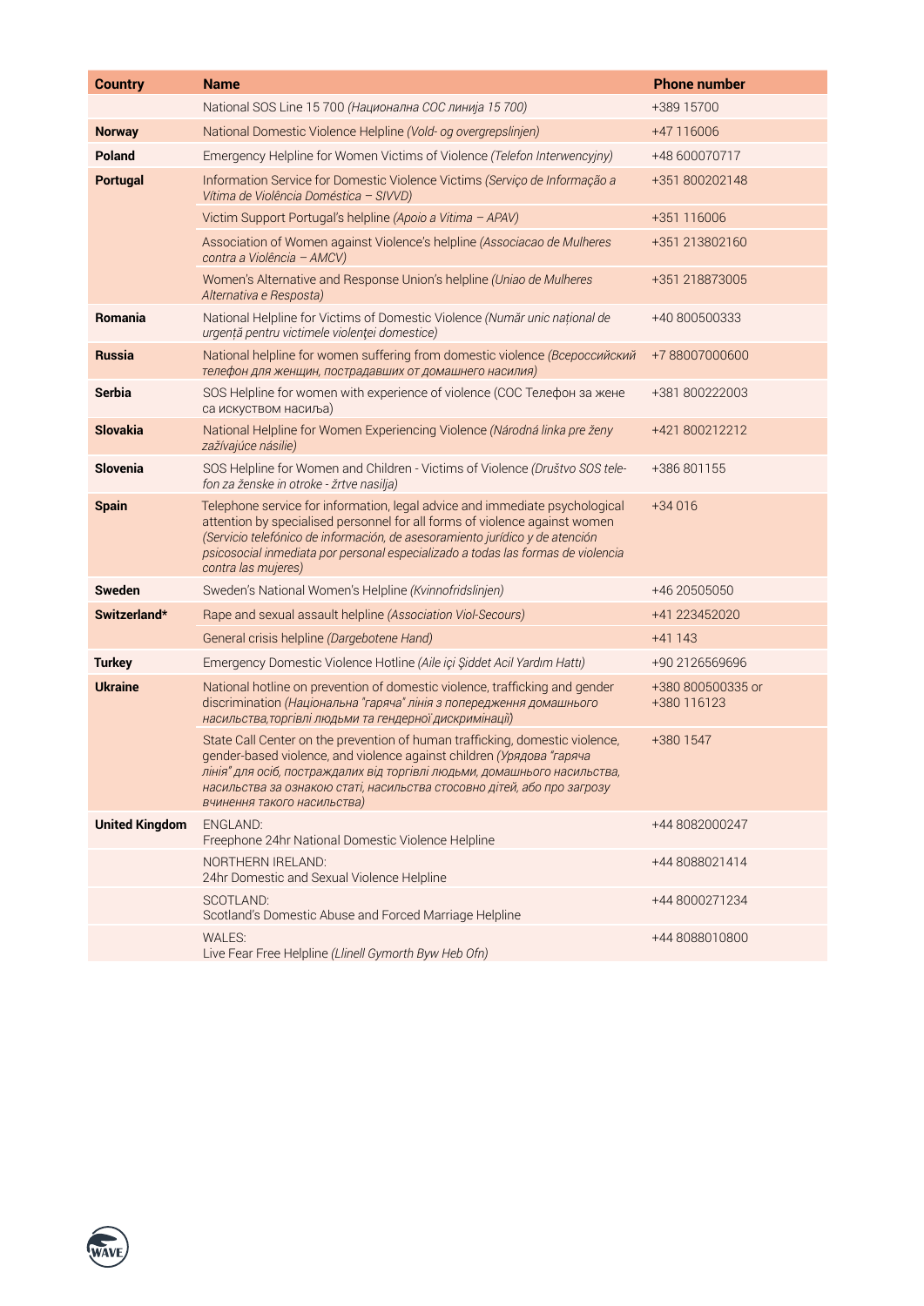| Country | Name | Phone number |
|---|---|---|
| | National SOS Line 15 700 *(Национална СОС линија 15 700)* | +389 15700 |
| **Norway** | National Domestic Violence Helpline *(Vold- og overgrepslinjen)* | +47 116006 |
| **Poland** | Emergency Helpline for Women Victims of Violence *(Telefon Interwencyjny)* | +48 600070717 |
| **Portugal** | Information Service for Domestic Violence Victims *(Serviço de Informação a Vítima de Violência Doméstica – SIVVD)* | +351 800202148 |
| | Victim Support Portugal's helpline *(Apoio a Vitima – APAV)* | +351 116006 |
| | Association of Women against Violence's helpline *(Associacao de Mulheres contra a Violência – AMCV)* | +351 213802160 |
| | Women's Alternative and Response Union's helpline *(Uniao de Mulheres Alternativa e Resposta)* | +351 218873005 |
| **Romania** | National Helpline for Victims of Domestic Violence *(Număr unic național de urgență pentru victimele violenței domestice)* | +40 800500333 |
| **Russia** | National helpline for women suffering from domestic violence *(Всероссийский телефон для женщин, пострадавших от домашнего насилия)* | +7 88007000600 |
| **Serbia** | SOS Helpline for women with experience of violence (СОС Телефон за жене са искуством насиља) | +381 800222003 |
| **Slovakia** | National Helpline for Women Experiencing Violence *(Národná linka pre ženy zažívajúce násilie)* | +421 800212212 |
| **Slovenia** | SOS Helpline for Women and Children - Victims of Violence *(Društvo SOS telefon za ženske in otroke - žrtve nasilja)* | +386 801155 |
| **Spain** | Telephone service for information, legal advice and immediate psychological attention by specialised personnel for all forms of violence against women *(Servicio telefónico de información, de asesoramiento jurídico y de atención psicosocial inmediata por personal especializado a todas las formas de violencia contra las mujeres)* | +34 016 |
| **Sweden** | Sweden's National Women's Helpline *(Kvinnofridslinjen)* | +46 20505050 |
| **Switzerland*** | Rape and sexual assault helpline *(Association Viol-Secours)* | +41 223452020 |
| | General crisis helpline *(Dargebotene Hand)* | +41 143 |
| **Turkey** | Emergency Domestic Violence Hotline *(Aile içi Şiddet Acil Yardım Hattı)* | +90 2126569696 |
| **Ukraine** | National hotline on prevention of domestic violence, trafficking and gender discrimination *(Національна "гаряча" лінія з попередження домашнього насильства,торгівлі людьми та гендерної дискримінації)* | +380 800500335 or +380 116123 |
| | State Call Center on the prevention of human trafficking, domestic violence, gender-based violence, and violence against children *(Урядова "гаряча лінія" для осіб, постраждалих від торгівлі людьми, домашнього насильства, насильства за ознакою статі, насильства стосовно дітей, або про загрозу вчинення такого насильства)* | +380 1547 |
| **United Kingdom** | ENGLAND: Freephone 24hr National Domestic Violence Helpline | +44 8082000247 |
| | NORTHERN IRELAND: 24hr Domestic and Sexual Violence Helpline | +44 8088021414 |
| | SCOTLAND: Scotland's Domestic Abuse and Forced Marriage Helpline | +44 8000271234 |
| | WALES: Live Fear Free Helpline *(Llinell Gymorth Byw Heb Ofn)* | +44 8088010800 |